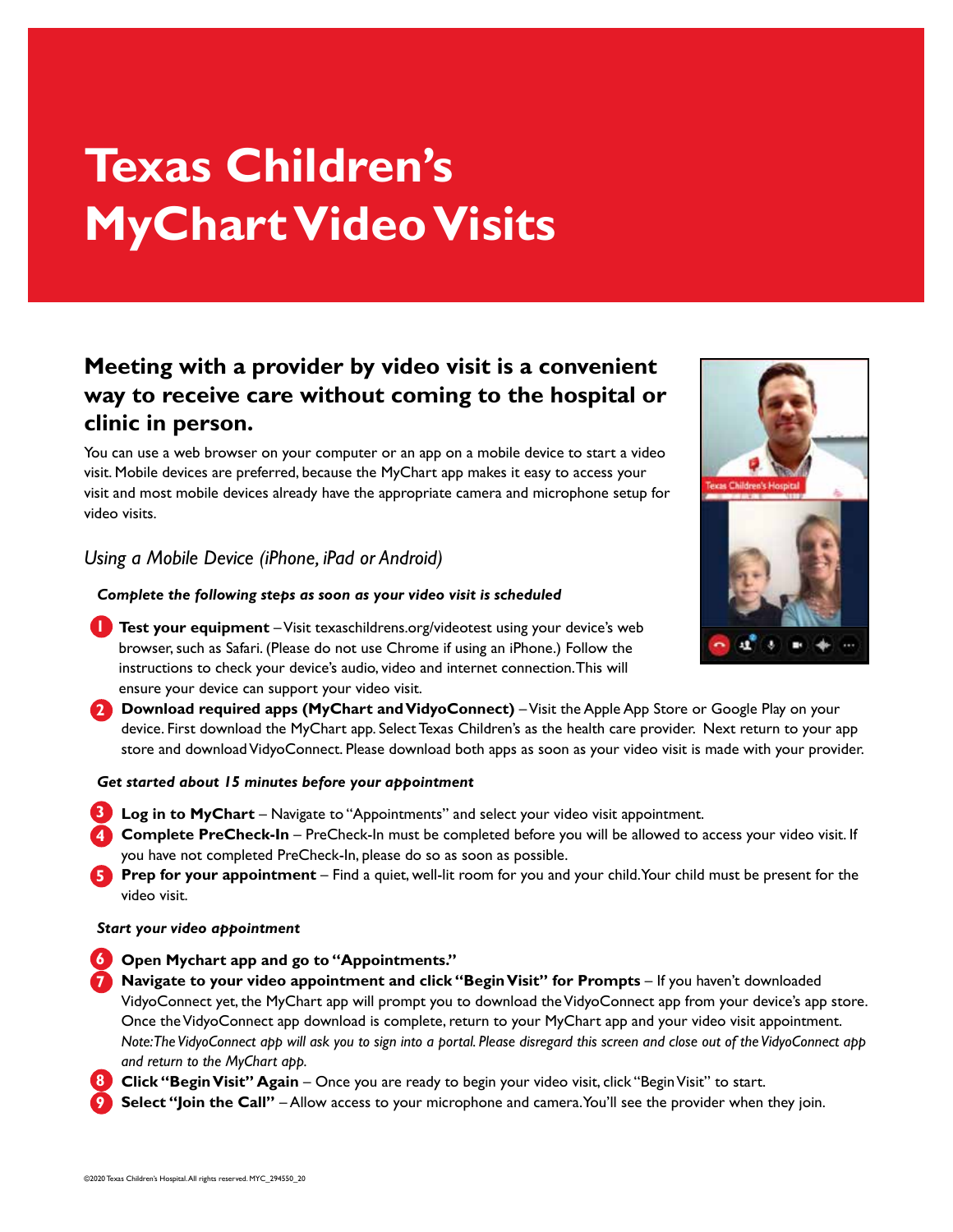# Texas Children's MyChart Video Visits

## Meeting with a provider by video visit is a convenient way to receive care without coming to the hospital or clinic in person.

You can use a web browser on your computer or an app on a mobile device to start a video visit. Mobile devices are preferred, because the MyChart app makes it easy to access your visit and most mobile devices already have the appropriate camera and microphone setup for video visits.

### *Using a Mobile Device (iPhone, iPad or Android)*

***Complete the following steps as soon as your video visit is scheduled***

1. **Test your equipment** – Visit texaschildrens.org/videotest using your device's web browser, such as Safari. (Please do not use Chrome if using an iPhone.) Follow the instructions to check your device's audio, video and internet connection. This will ensure your device can support your video visit.
2. **Download required apps (MyChart and VidyoConnect)** – Visit the Apple App Store or Google Play on your device. First download the MyChart app. Select Texas Children's as the health care provider. Next return to your app store and download VidyoConnect. Please download both apps as soon as your video visit is made with your provider.

***Get started about 15 minutes before your appointment***

3. **Log in to MyChart** – Navigate to "Appointments" and select your video visit appointment.
4. **Complete PreCheck-In** – PreCheck-In must be completed before you will be allowed to access your video visit. If you have not completed PreCheck-In, please do so as soon as possible.
5. **Prep for your appointment** – Find a quiet, well-lit room for you and your child. Your child must be present for the video visit.

***Start your video appointment***

6. **Open Mychart app and go to "Appointments."**
7. **Navigate to your video appointment and click "Begin Visit" for Prompts** – If you haven't downloaded VidyoConnect yet, the MyChart app will prompt you to download the VidyoConnect app from your device's app store. Once the VidyoConnect app download is complete, return to your MyChart app and your video visit appointment. *Note: The VidyoConnect app will ask you to sign into a portal. Please disregard this screen and close out of the VidyoConnect app and return to the MyChart app.*
8. **Click "Begin Visit" Again** – Once you are ready to begin your video visit, click "Begin Visit" to start.
9. **Select "Join the Call"** – Allow access to your microphone and camera. You'll see the provider when they join.

©2020 Texas Children's Hospital. All rights reserved. MYC_294550_20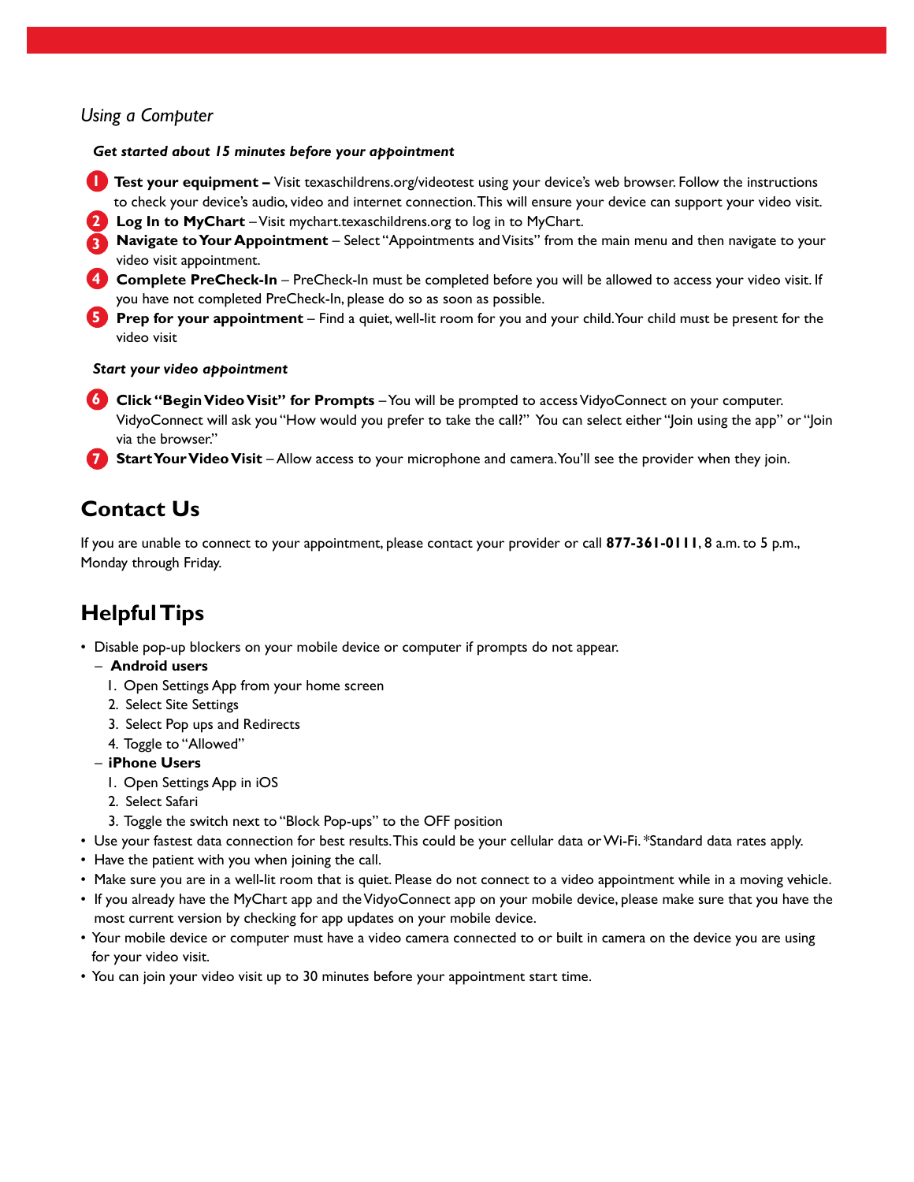*Using a Computer*

***Get started about 15 minutes before your appointment***

1. **Test your equipment –** Visit texaschildrens.org/videotest using your device's web browser. Follow the instructions to check your device's audio, video and internet connection. This will ensure your device can support your video visit.
2. **Log In to MyChart** – Visit mychart.texaschildrens.org to log in to MyChart.
3. **Navigate to Your Appointment** – Select "Appointments and Visits" from the main menu and then navigate to your video visit appointment.
4. **Complete PreCheck-In** – PreCheck-In must be completed before you will be allowed to access your video visit. If you have not completed PreCheck-In, please do so as soon as possible.
5. **Prep for your appointment** – Find a quiet, well-lit room for you and your child. Your child must be present for the video visit

***Start your video appointment***

6. **Click "Begin Video Visit" for Prompts** – You will be prompted to access VidyoConnect on your computer. VidyoConnect will ask you "How would you prefer to take the call?" You can select either "Join using the app" or "Join via the browser."
7. **Start Your Video Visit** – Allow access to your microphone and camera. You'll see the provider when they join.

## Contact Us

If you are unable to connect to your appointment, please contact your provider or call **877-361-0111**, 8 a.m. to 5 p.m., Monday through Friday.

## Helpful Tips

- Disable pop-up blockers on your mobile device or computer if prompts do not appear.
  - **Android users**
    1. Open Settings App from your home screen
    2. Select Site Settings
    3. Select Pop ups and Redirects
    4. Toggle to "Allowed"
  - **iPhone Users**
    1. Open Settings App in iOS
    2. Select Safari
    3. Toggle the switch next to "Block Pop-ups" to the OFF position
- Use your fastest data connection for best results. This could be your cellular data or Wi-Fi. *Standard data rates apply.
- Have the patient with you when joining the call.
- Make sure you are in a well-lit room that is quiet. Please do not connect to a video appointment while in a moving vehicle.
- If you already have the MyChart app and the VidyoConnect app on your mobile device, please make sure that you have the most current version by checking for app updates on your mobile device.
- Your mobile device or computer must have a video camera connected to or built in camera on the device you are using for your video visit.
- You can join your video visit up to 30 minutes before your appointment start time.